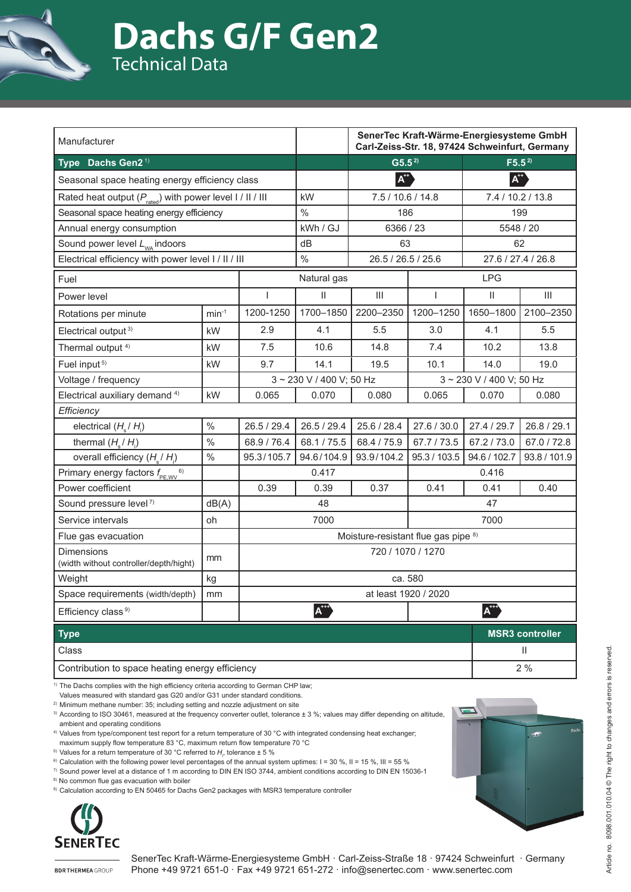# Dachs G/F Gen2

## Technical Data

| Manufacturer | | SenerTec Kraft-Wärme-Energiesysteme GmbH Carl-Zeiss-Str. 18, 97424 Schweinfurt, Germany | |
|---|---|---|---|
| **Type Dachs Gen2** [1] | | **G5.5** [2] | **F5.5** [2] |
| Seasonal space heating energy efficiency class | | A++ | A++ |
| Rated heat output ($P_{rated}$) with power level I / II / III | kW | 7.5 / 10.6 / 14.8 | 7.4 / 10.2 / 13.8 |
| Seasonal space heating energy efficiency | % | 186 | 199 |
| Annual energy consumption | kWh / GJ | 6366 / 23 | 5548 / 20 |
| Sound power level $L_{WA}$ indoors | dB | 63 | 62 |
| Electrical efficiency with power level I / II / III | % | 26.5 / 26.5 / 25.6 | 27.6 / 27.4 / 26.8 |

| Fuel | | Natural gas | | | LPG | | |
|---|---|---|---|---|---|---|---|
| Power level | | I | II | III | I | II | III |
| Rotations per minute | $min^{-1}$ | 1200-1250 | 1700–1850 | 2200–2350 | 1200–1250 | 1650–1800 | 2100–2350 |
| Electrical output [3] | kW | 2.9 | 4.1 | 5.5 | 3.0 | 4.1 | 5.5 |
| Thermal output [4] | kW | 7.5 | 10.6 | 14.8 | 7.4 | 10.2 | 13.8 |
| Fuel input [5] | kW | 9.7 | 14.1 | 19.5 | 10.1 | 14.0 | 19.0 |
| Voltage / frequency | | 3 ~ 230 V / 400 V; 50 Hz | | | 3 ~ 230 V / 400 V; 50 Hz | | |
| Electrical auxiliary demand [4] | kW | 0.065 | 0.070 | 0.080 | 0.065 | 0.070 | 0.080 |
| *Efficiency* | | | | | | | |
| electrical ($H_s$ / $H_i$) | % | 26.5 / 29.4 | 26.5 / 29.4 | 25.6 / 28.4 | 27.6 / 30.0 | 27.4 / 29.7 | 26.8 / 29.1 |
| thermal ($H_s$ / $H_i$) | % | 68.9 / 76.4 | 68.1 / 75.5 | 68.4 / 75.9 | 67.7 / 73.5 | 67.2 / 73.0 | 67.0 / 72.8 |
| overall efficiency ($H_s$ / $H_i$) | % | 95.3/105.7 | 94.6/104.9 | 93.9/104.2 | 95.3 / 103.5 | 94.6 / 102.7 | 93.8 / 101.9 |
| Primary energy factors $f_{PE,WV}$ [6] | | 0.417 | | | 0.416 | | |
| Power coefficient | | 0.39 | 0.39 | 0.37 | 0.41 | 0.41 | 0.40 |
| Sound pressure level [7] | dB(A) | 48 | | | 47 | | |
| Service intervals | oh | 7000 | | | 7000 | | |
| Flue gas evacuation | | Moisture-resistant flue gas pipe [8] | | | | | |
| Dimensions (width without controller/depth/hight) | mm | 720 / 1070 / 1270 | | | | | |
| Weight | kg | ca. 580 | | | | | |
| Space requirements (width/depth) | mm | at least 1920 / 2020 | | | | | |
| Efficiency class [9] | | A+++ | | | A+++ | | |

| **Type** | **MSR3 controller** |
|---|---|
| Class | II |
| Contribution to space heating energy efficiency | 2 % |

[1] The Dachs complies with the high efficiency criteria according to German CHP law; Values measured with standard gas G20 and/or G31 under standard conditions.
[2] Minimum methane number: 35; including setting and nozzle adjustment on site
[3] According to ISO 30461, measured at the frequency converter outlet, tolerance ± 3 %; values may differ depending on altitude, ambient and operating conditions
[4] Values from type/component test report for a return temperature of 30 °C with integrated condensing heat exchanger; maximum supply flow temperature 83 °C, maximum return flow temperature 70 °C
[5] Values for a return temperature of 30 °C referred to $H_i$, tolerance ± 5 %
[6] Calculation with the following power level percentages of the annual system uptimes: I = 30 %, II = 15 %, III = 55 %
[7] Sound power level at a distance of 1 m according to DIN EN ISO 3744, ambient conditions according to DIN EN 15036-1
[8] No common flue gas evacuation with boiler
[9] Calculation according to EN 50465 for Dachs Gen2 packages with MSR3 temperature controller

SENERTEC
BDR THERMEA GROUP

SenerTec Kraft-Wärme-Energiesysteme GmbH · Carl-Zeiss-Straße 18 · 97424 Schweinfurt · Germany
Phone +49 9721 651-0 · Fax +49 9721 651-272 · info@senertec.com · www.senertec.com

Article no. 8098.001.010.04 © The right to changes and errors is reserved.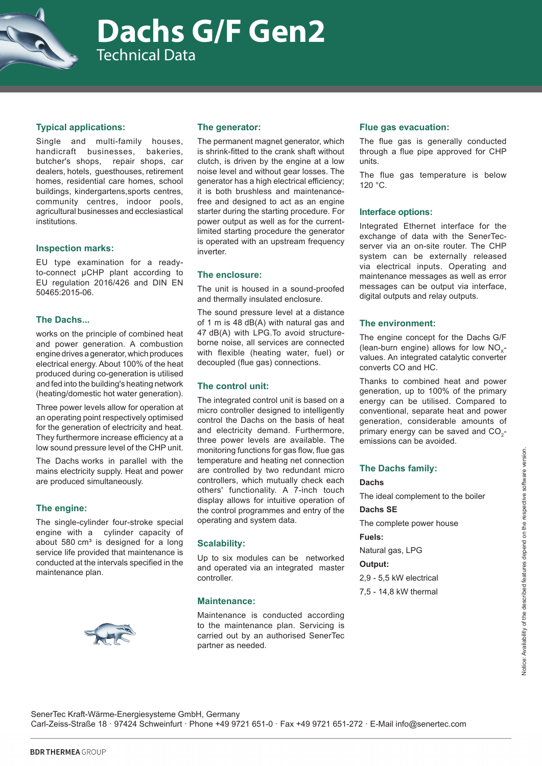# Dachs G/F Gen2

Technical Data

## Typical applications:

Single and multi-family houses, handicraft businesses, bakeries, butcher's shops, repair shops, car dealers, hotels, guesthouses, retirement homes, residential care homes, school buildings, kindergartens,sports centres, community centres, indoor pools, agricultural businesses and ecclesiastical institutions.

## Inspection marks:

EU type examination for a ready-to-connect µCHP plant according to EU regulation 2016/426 and DIN EN 50465:2015-06.

## The Dachs...

works on the principle of combined heat and power generation. A combustion engine drives a generator, which produces electrical energy. About 100% of the heat produced during co-generation is utilised and fed into the building's heating network (heating/domestic hot water generation).

Three power levels allow for operation at an operating point respectively optimised for the generation of electricity and heat. They furthermore increase efficiency at a low sound pressure level of the CHP unit.

The Dachs works in parallel with the mains electricity supply. Heat and power are produced simultaneously.

## The engine:

The single-cylinder four-stroke special engine with a cylinder capacity of about 580 cm³ is designed for a long service life provided that maintenance is conducted at the intervals specified in the maintenance plan.

## The generator:

The permanent magnet generator, which is shrink-fitted to the crank shaft without clutch, is driven by the engine at a low noise level and without gear losses. The generator has a high electrical efficiency; it is both brushless and maintenance-free and designed to act as an engine starter during the starting procedure. For power output as well as for the current-limited starting procedure the generator is operated with an upstream frequency inverter.

## The enclosure:

The unit is housed in a sound-proofed and thermally insulated enclosure.

The sound pressure level at a distance of 1 m is 48 dB(A) with natural gas and 47 dB(A) with LPG.To avoid structure-borne noise, all services are connected with flexible (heating water, fuel) or decoupled (flue gas) connections.

## The control unit:

The integrated control unit is based on a micro controller designed to intelligently control the Dachs on the basis of heat and electricity demand. Furthermore, three power levels are available. The monitoring functions for gas flow, flue gas temperature and heating net connection are controlled by two redundant micro controllers, which mutually check each others' functionality. A 7-inch touch display allows for intuitive operation of the control programmes and entry of the operating and system data.

## Scalability:

Up to six modules can be networked and operated via an integrated master controller.

## Maintenance:

Maintenance is conducted according to the maintenance plan. Servicing is carried out by an authorised SenerTec partner as needed.

## Flue gas evacuation:

The flue gas is generally conducted through a flue pipe approved for CHP units.

The flue gas temperature is below 120 °C.

## Interface options:

Integrated Ethernet interface for the exchange of data with the SenerTec-server via an on-site router. The CHP system can be externally released via electrical inputs. Operating and maintenance messages as well as error messages can be output via interface, digital outputs and relay outputs.

## The environment:

The engine concept for the Dachs G/F (lean-burn engine) allows for low $NO_x$-values. An integrated catalytic converter converts CO and HC.

Thanks to combined heat and power generation, up to 100% of the primary energy can be utilised. Compared to conventional, separate heat and power generation, considerable amounts of primary energy can be saved and $CO_2$-emissions can be avoided.

## The Dachs family:

**Dachs**

The ideal complement to the boiler

**Dachs SE**

The complete power house

**Fuels:**

Natural gas, LPG

**Output:**

2,9 - 5,5 kW electrical

7,5 - 14,8 kW thermal

Notice: Availability of the described features depend on the respective software version.

SenerTec Kraft-Wärme-Energiesysteme GmbH, Germany
Carl-Zeiss-Straße 18 · 97424 Schweinfurt · Phone +49 9721 651-0 · Fax +49 9721 651-272 · E-Mail info@senertec.com

BDR THERMEA GROUP